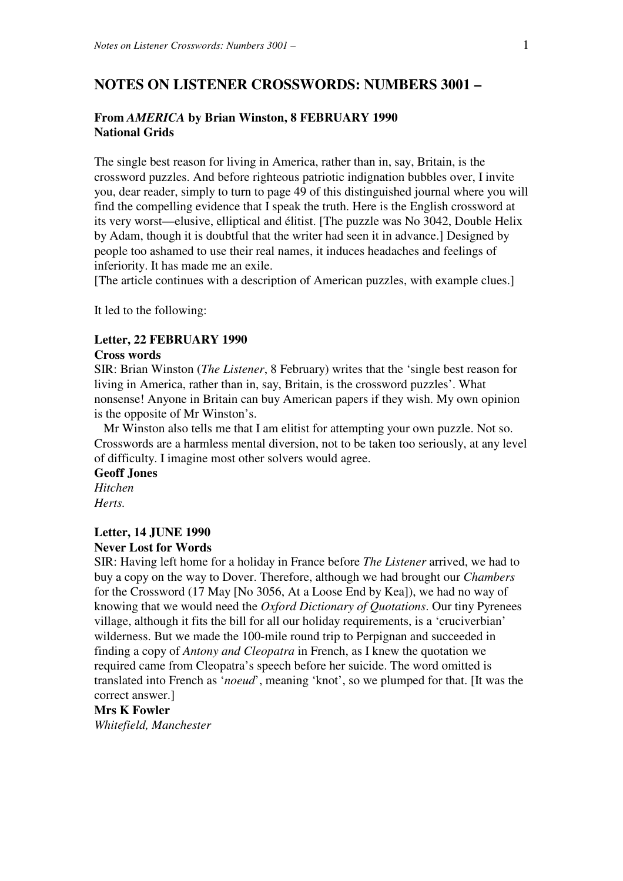## NOTES ON LISTENER CROSSWORDS: NUMBERS 3001 –

### From *AMERICA* by Brian Winston, 8 FEBRUARY 1990
**National Grids**

The single best reason for living in America, rather than in, say, Britain, is the crossword puzzles. And before righteous patriotic indignation bubbles over, I invite you, dear reader, simply to turn to page 49 of this distinguished journal where you will find the compelling evidence that I speak the truth. Here is the English crossword at its very worst—elusive, elliptical and élitist. [The puzzle was No 3042, Double Helix by Adam, though it is doubtful that the writer had seen it in advance.] Designed by people too ashamed to use their real names, it induces headaches and feelings of inferiority. It has made me an exile.
[The article continues with a description of American puzzles, with example clues.]

It led to the following:

### Letter, 22 FEBRUARY 1990
**Cross words**

SIR: Brian Winston (*The Listener*, 8 February) writes that the 'single best reason for living in America, rather than in, say, Britain, is the crossword puzzles'. What nonsense! Anyone in Britain can buy American papers if they wish. My own opinion is the opposite of Mr Winston's.

Mr Winston also tells me that I am elitist for attempting your own puzzle. Not so. Crosswords are a harmless mental diversion, not to be taken too seriously, at any level of difficulty. I imagine most other solvers would agree.

**Geoff Jones**
*Hitchen*
*Herts.*

### Letter, 14 JUNE 1990
**Never Lost for Words**

SIR: Having left home for a holiday in France before *The Listener* arrived, we had to buy a copy on the way to Dover. Therefore, although we had brought our *Chambers* for the Crossword (17 May [No 3056, At a Loose End by Kea]), we had no way of knowing that we would need the *Oxford Dictionary of Quotations*. Our tiny Pyrenees village, although it fits the bill for all our holiday requirements, is a 'cruciverbian' wilderness. But we made the 100-mile round trip to Perpignan and succeeded in finding a copy of *Antony and Cleopatra* in French, as I knew the quotation we required came from Cleopatra's speech before her suicide. The word omitted is translated into French as '*noeud*', meaning 'knot', so we plumped for that. [It was the correct answer.]

**Mrs K Fowler**
*Whitefield, Manchester*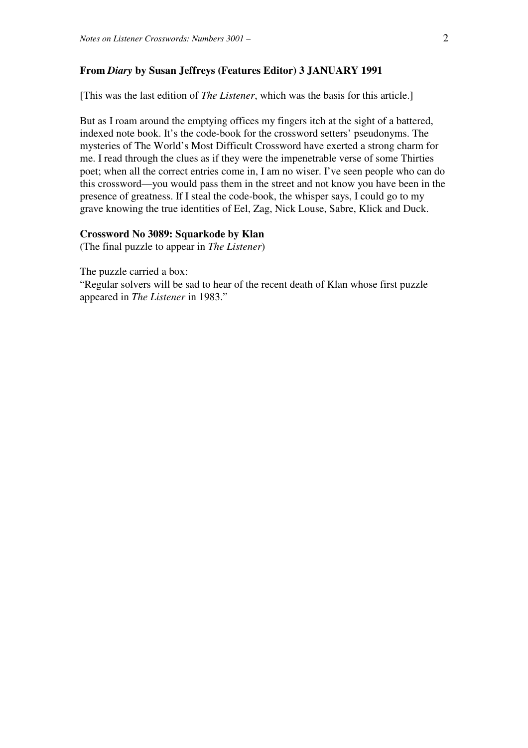**From *Diary* by Susan Jeffreys (Features Editor) 3 JANUARY 1991**

[This was the last edition of *The Listener*, which was the basis for this article.]

But as I roam around the emptying offices my fingers itch at the sight of a battered, indexed note book. It's the code-book for the crossword setters' pseudonyms. The mysteries of The World's Most Difficult Crossword have exerted a strong charm for me. I read through the clues as if they were the impenetrable verse of some Thirties poet; when all the correct entries come in, I am no wiser. I've seen people who can do this crossword—you would pass them in the street and not know you have been in the presence of greatness. If I steal the code-book, the whisper says, I could go to my grave knowing the true identities of Eel, Zag, Nick Louse, Sabre, Klick and Duck.

**Crossword No 3089: Squarkode by Klan**
(The final puzzle to appear in *The Listener*)

The puzzle carried a box:
"Regular solvers will be sad to hear of the recent death of Klan whose first puzzle appeared in *The Listener* in 1983."